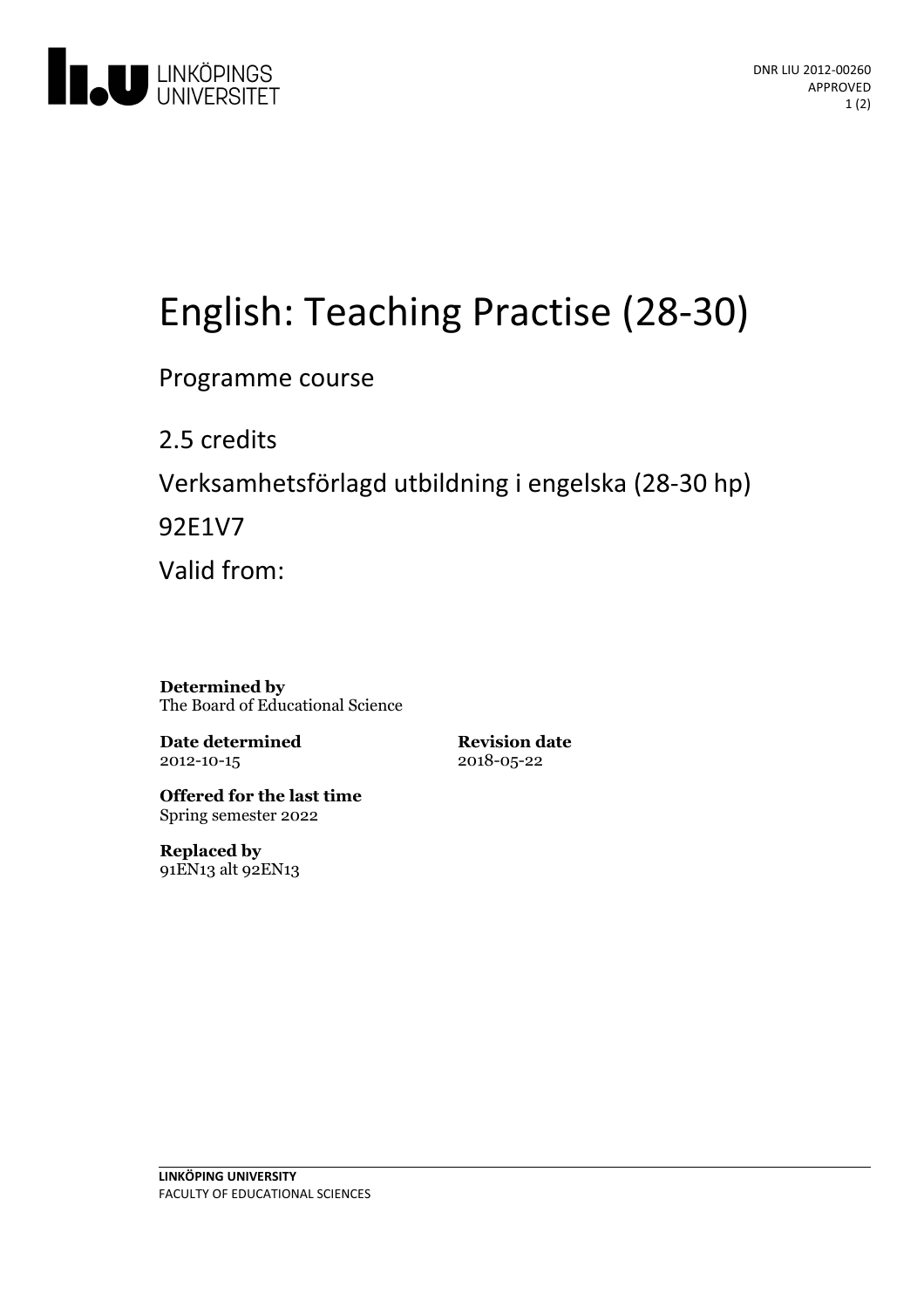DNR LIU 2012-00260
APPROVED

# English: Teaching Practise (28-30)

Programme course

2.5 credits

Verksamhetsförlagd utbildning i engelska (28-30 hp)

92E1V7

Valid from:

**Determined by**
The Board of Educational Science

**Date determined**
2012-10-15

**Revision date**
2018-05-22

**Offered for the last time**
Spring semester 2022

**Replaced by**
91EN13 alt 92EN13

**LINKÖPING UNIVERSITY**
FACULTY OF EDUCATIONAL SCIENCES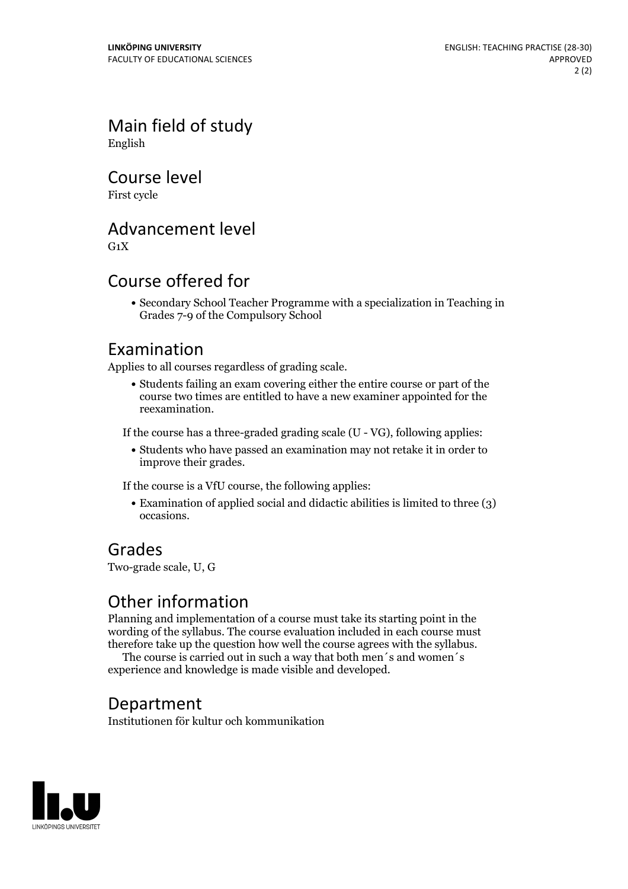## Main field of study

English

## Course level

First cycle

## Advancement level

G1X

## Course offered for

- Secondary School Teacher Programme with a specialization in Teaching in Grades 7-9 of the Compulsory School

## Examination

Applies to all courses regardless of grading scale.

- Students failing an exam covering either the entire course or part of the course two times are entitled to have a new examiner appointed for the reexamination.

If the course has a three-graded grading scale (U - VG), following applies:

- Students who have passed an examination may not retake it in order to improve their grades.

If the course is a VfU course, the following applies:

- Examination of applied social and didactic abilities is limited to three (3) occasions.

## Grades

Two-grade scale, U, G

## Other information

Planning and implementation of a course must take its starting point in the wording of the syllabus. The course evaluation included in each course must therefore take up the question how well the course agrees with the syllabus.

The course is carried out in such a way that both men´s and women´s experience and knowledge is made visible and developed.

## Department

Institutionen för kultur och kommunikation